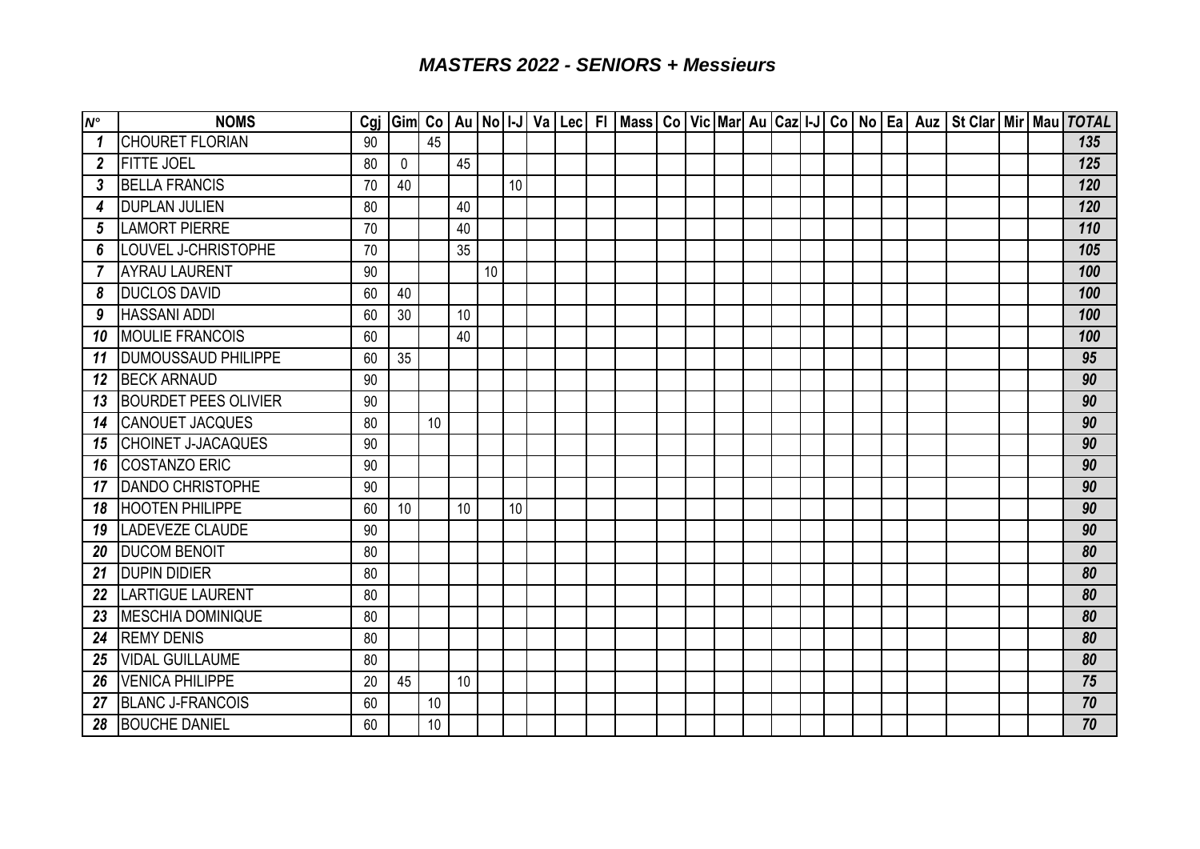# MASTERS 2022 - SENIORS + Messieurs

| N° | NOMS | Cgj | Gim | Co | Au | No | I-J | Va | Lec | Fl | Mass | Co | Vic | Mar | Au | Caz | I-J | Co | No | Ea | Auz | St Clar | Mir | Mau | TOTAL |
|---|---|---|---|---|---|---|---|---|---|---|---|---|---|---|---|---|---|---|---|---|---|---|---|---|---|
| 1 | CHOURET FLORIAN | 90 | | 45 | | | | | | | | | | | | | | | | | | | | | 135 |
| 2 | FITTE JOEL | 80 | 0 | | 45 | | | | | | | | | | | | | | | | | | | | 125 |
| 3 | BELLA FRANCIS | 70 | 40 | | | | 10 | | | | | | | | | | | | | | | | | | 120 |
| 4 | DUPLAN JULIEN | 80 | | | 40 | | | | | | | | | | | | | | | | | | | | 120 |
| 5 | LAMORT PIERRE | 70 | | | 40 | | | | | | | | | | | | | | | | | | | | 110 |
| 6 | LOUVEL J-CHRISTOPHE | 70 | | | 35 | | | | | | | | | | | | | | | | | | | | 105 |
| 7 | AYRAU LAURENT | 90 | | | | 10 | | | | | | | | | | | | | | | | | | | 100 |
| 8 | DUCLOS DAVID | 60 | 40 | | | | | | | | | | | | | | | | | | | | | | 100 |
| 9 | HASSANI ADDI | 60 | 30 | | 10 | | | | | | | | | | | | | | | | | | | | 100 |
| 10 | MOULIE FRANCOIS | 60 | | | 40 | | | | | | | | | | | | | | | | | | | | 100 |
| 11 | DUMOUSSAUD PHILIPPE | 60 | 35 | | | | | | | | | | | | | | | | | | | | | | 95 |
| 12 | BECK ARNAUD | 90 | | | | | | | | | | | | | | | | | | | | | | | 90 |
| 13 | BOURDET PEES OLIVIER | 90 | | | | | | | | | | | | | | | | | | | | | | | 90 |
| 14 | CANOUET JACQUES | 80 | | 10 | | | | | | | | | | | | | | | | | | | | | 90 |
| 15 | CHOINET J-JACAQUES | 90 | | | | | | | | | | | | | | | | | | | | | | | 90 |
| 16 | COSTANZO ERIC | 90 | | | | | | | | | | | | | | | | | | | | | | | 90 |
| 17 | DANDO CHRISTOPHE | 90 | | | | | | | | | | | | | | | | | | | | | | | 90 |
| 18 | HOOTEN PHILIPPE | 60 | 10 | | 10 | | 10 | | | | | | | | | | | | | | | | | | 90 |
| 19 | LADEVEZE CLAUDE | 90 | | | | | | | | | | | | | | | | | | | | | | | 90 |
| 20 | DUCOM BENOIT | 80 | | | | | | | | | | | | | | | | | | | | | | | 80 |
| 21 | DUPIN DIDIER | 80 | | | | | | | | | | | | | | | | | | | | | | | 80 |
| 22 | LARTIGUE LAURENT | 80 | | | | | | | | | | | | | | | | | | | | | | | 80 |
| 23 | MESCHIA DOMINIQUE | 80 | | | | | | | | | | | | | | | | | | | | | | | 80 |
| 24 | REMY DENIS | 80 | | | | | | | | | | | | | | | | | | | | | | | 80 |
| 25 | VIDAL GUILLAUME | 80 | | | | | | | | | | | | | | | | | | | | | | | 80 |
| 26 | VENICA PHILIPPE | 20 | 45 | | 10 | | | | | | | | | | | | | | | | | | | | 75 |
| 27 | BLANC J-FRANCOIS | 60 | | 10 | | | | | | | | | | | | | | | | | | | | | 70 |
| 28 | BOUCHE DANIEL | 60 | | 10 | | | | | | | | | | | | | | | | | | | | | 70 |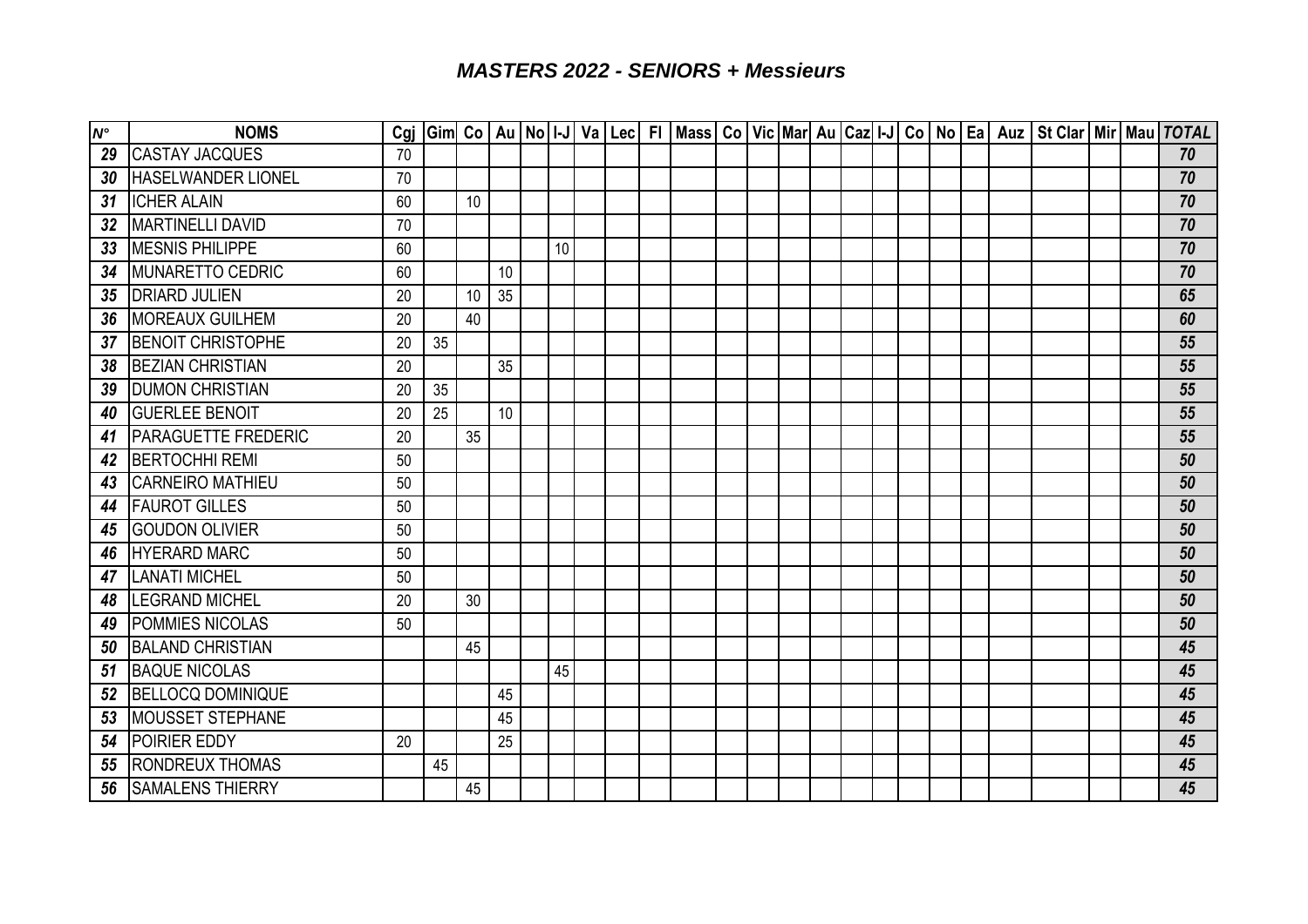# *MASTERS 2022 - SENIORS + Messieurs*

| N° | NOMS | Cgj | Gim | Co | Au | No | I-J | Va | Lec | Fl | Mass | Co | Vic | Mar | Au | Caz | I-J | Co | No | Ea | Auz | St Clar | Mir | Mau | TOTAL |
|---|---|---|---|---|---|---|---|---|---|---|---|---|---|---|---|---|---|---|---|---|---|---|---|---|---|
| 29 | CASTAY JACQUES | 70 | | | | | | | | | | | | | | | | | | | | | | | 70 |
| 30 | HASELWANDER LIONEL | 70 | | | | | | | | | | | | | | | | | | | | | | | 70 |
| 31 | ICHER ALAIN | 60 | | 10 | | | | | | | | | | | | | | | | | | | | | 70 |
| 32 | MARTINELLI DAVID | 70 | | | | | | | | | | | | | | | | | | | | | | | 70 |
| 33 | MESNIS PHILIPPE | 60 | | | | | 10 | | | | | | | | | | | | | | | | | | 70 |
| 34 | MUNARETTO CEDRIC | 60 | | | 10 | | | | | | | | | | | | | | | | | | | | 70 |
| 35 | DRIARD JULIEN | 20 | | 10 | 35 | | | | | | | | | | | | | | | | | | | | 65 |
| 36 | MOREAUX GUILHEM | 20 | | 40 | | | | | | | | | | | | | | | | | | | | | 60 |
| 37 | BENOIT CHRISTOPHE | 20 | 35 | | | | | | | | | | | | | | | | | | | | | | 55 |
| 38 | BEZIAN CHRISTIAN | 20 | | | 35 | | | | | | | | | | | | | | | | | | | | 55 |
| 39 | DUMON CHRISTIAN | 20 | 35 | | | | | | | | | | | | | | | | | | | | | | 55 |
| 40 | GUERLEE BENOIT | 20 | 25 | | 10 | | | | | | | | | | | | | | | | | | | | 55 |
| 41 | PARAGUETTE FREDERIC | 20 | | 35 | | | | | | | | | | | | | | | | | | | | | 55 |
| 42 | BERTOCHHI REMI | 50 | | | | | | | | | | | | | | | | | | | | | | | 50 |
| 43 | CARNEIRO MATHIEU | 50 | | | | | | | | | | | | | | | | | | | | | | | 50 |
| 44 | FAUROT GILLES | 50 | | | | | | | | | | | | | | | | | | | | | | | 50 |
| 45 | GOUDON OLIVIER | 50 | | | | | | | | | | | | | | | | | | | | | | | 50 |
| 46 | HYERARD MARC | 50 | | | | | | | | | | | | | | | | | | | | | | | 50 |
| 47 | LANATI MICHEL | 50 | | | | | | | | | | | | | | | | | | | | | | | 50 |
| 48 | LEGRAND MICHEL | 20 | | 30 | | | | | | | | | | | | | | | | | | | | | 50 |
| 49 | POMMIES NICOLAS | 50 | | | | | | | | | | | | | | | | | | | | | | | 50 |
| 50 | BALAND CHRISTIAN | | | 45 | | | | | | | | | | | | | | | | | | | | | 45 |
| 51 | BAQUE NICOLAS | | | | | | 45 | | | | | | | | | | | | | | | | | | 45 |
| 52 | BELLOCQ DOMINIQUE | | | | 45 | | | | | | | | | | | | | | | | | | | | 45 |
| 53 | MOUSSET STEPHANE | | | | 45 | | | | | | | | | | | | | | | | | | | | 45 |
| 54 | POIRIER EDDY | 20 | | | 25 | | | | | | | | | | | | | | | | | | | | 45 |
| 55 | RONDREUX THOMAS | | 45 | | | | | | | | | | | | | | | | | | | | | | 45 |
| 56 | SAMALENS THIERRY | | | 45 | | | | | | | | | | | | | | | | | | | | | 45 |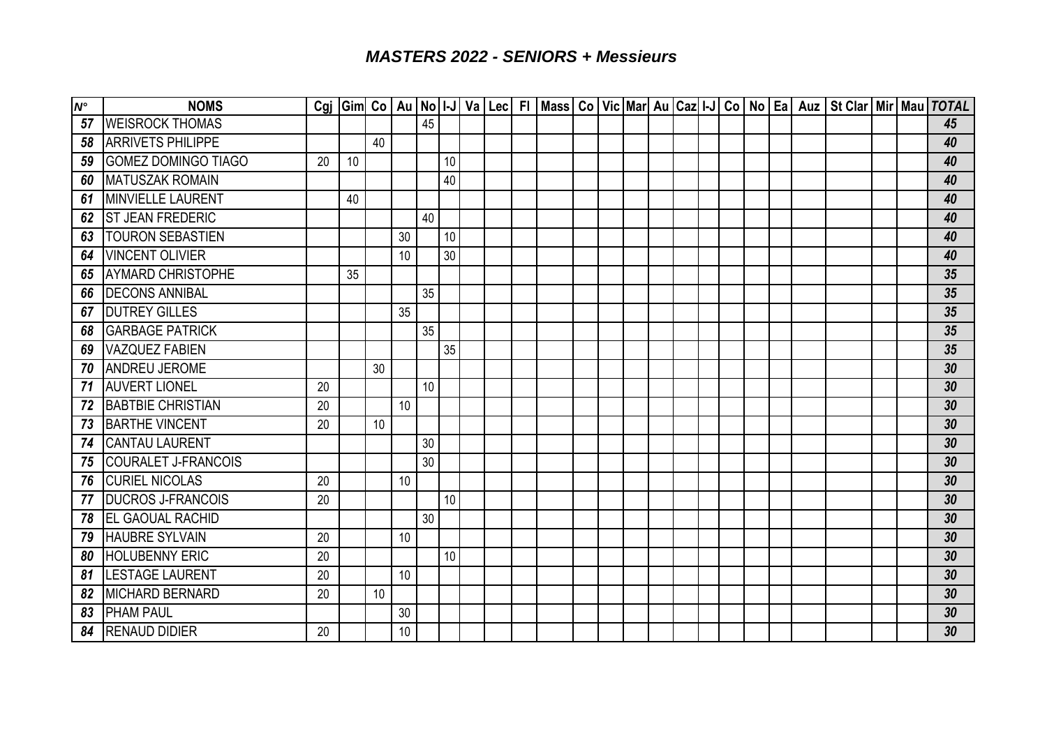# *MASTERS 2022 - SENIORS + Messieurs*

| N° | NOMS | Cgj | Gim | Co | Au | No | I-J | Va | Lec | Fl | Mass | Co | Vic | Mar | Au | Caz | I-J | Co | No | Ea | Auz | St Clar | Mir | Mau | TOTAL |
|---|---|---|---|---|---|---|---|---|---|---|---|---|---|---|---|---|---|---|---|---|---|---|---|---|---|
| ***57*** | WEISROCK THOMAS | | | | | 45 | | | | | | | | | | | | | | | | | | | ***45*** |
| ***58*** | ARRIVETS PHILIPPE | | | 40 | | | | | | | | | | | | | | | | | | | | | ***40*** |
| ***59*** | GOMEZ DOMINGO TIAGO | 20 | 10 | | | | 10 | | | | | | | | | | | | | | | | | | ***40*** |
| ***60*** | MATUSZAK ROMAIN | | | | | | 40 | | | | | | | | | | | | | | | | | | ***40*** |
| ***61*** | MINVIELLE LAURENT | | 40 | | | | | | | | | | | | | | | | | | | | | | ***40*** |
| ***62*** | ST JEAN FREDERIC | | | | | 40 | | | | | | | | | | | | | | | | | | | ***40*** |
| ***63*** | TOURON SEBASTIEN | | | | 30 | | 10 | | | | | | | | | | | | | | | | | | ***40*** |
| ***64*** | VINCENT OLIVIER | | | | 10 | | 30 | | | | | | | | | | | | | | | | | | ***40*** |
| ***65*** | AYMARD CHRISTOPHE | | 35 | | | | | | | | | | | | | | | | | | | | | | ***35*** |
| ***66*** | DECONS ANNIBAL | | | | | 35 | | | | | | | | | | | | | | | | | | | ***35*** |
| ***67*** | DUTREY GILLES | | | | 35 | | | | | | | | | | | | | | | | | | | | ***35*** |
| ***68*** | GARBAGE PATRICK | | | | | 35 | | | | | | | | | | | | | | | | | | | ***35*** |
| ***69*** | VAZQUEZ FABIEN | | | | | | 35 | | | | | | | | | | | | | | | | | | ***35*** |
| ***70*** | ANDREU JEROME | | | 30 | | | | | | | | | | | | | | | | | | | | | ***30*** |
| ***71*** | AUVERT LIONEL | 20 | | | | 10 | | | | | | | | | | | | | | | | | | | ***30*** |
| ***72*** | BABTBIE CHRISTIAN | 20 | | | 10 | | | | | | | | | | | | | | | | | | | | ***30*** |
| ***73*** | BARTHE VINCENT | 20 | | 10 | | | | | | | | | | | | | | | | | | | | | ***30*** |
| ***74*** | CANTAU LAURENT | | | | | 30 | | | | | | | | | | | | | | | | | | | ***30*** |
| ***75*** | COURALET J-FRANCOIS | | | | | 30 | | | | | | | | | | | | | | | | | | | ***30*** |
| ***76*** | CURIEL NICOLAS | 20 | | | 10 | | | | | | | | | | | | | | | | | | | | ***30*** |
| ***77*** | DUCROS J-FRANCOIS | 20 | | | | | 10 | | | | | | | | | | | | | | | | | | ***30*** |
| ***78*** | EL GAOUAL RACHID | | | | | 30 | | | | | | | | | | | | | | | | | | | ***30*** |
| ***79*** | HAUBRE SYLVAIN | 20 | | | 10 | | | | | | | | | | | | | | | | | | | | ***30*** |
| ***80*** | HOLUBENNY ERIC | 20 | | | | | 10 | | | | | | | | | | | | | | | | | | ***30*** |
| ***81*** | LESTAGE LAURENT | 20 | | | 10 | | | | | | | | | | | | | | | | | | | | ***30*** |
| ***82*** | MICHARD BERNARD | 20 | | 10 | | | | | | | | | | | | | | | | | | | | | ***30*** |
| ***83*** | PHAM PAUL | | | | 30 | | | | | | | | | | | | | | | | | | | | ***30*** |
| ***84*** | RENAUD DIDIER | 20 | | | 10 | | | | | | | | | | | | | | | | | | | | ***30*** |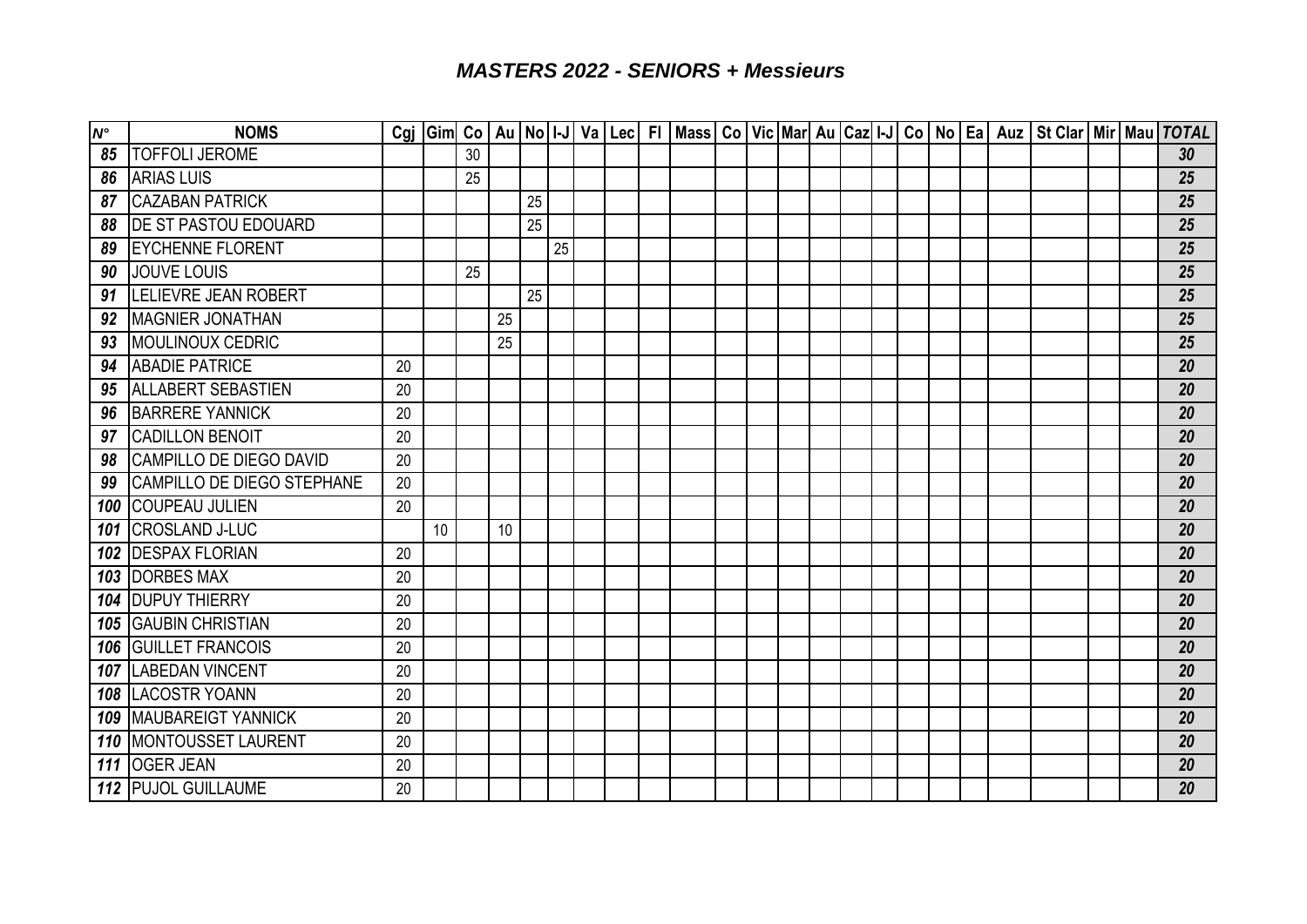## *MASTERS 2022 - SENIORS + Messieurs*

| N° | NOMS | Cgj | Gim | Co | Au | No | I-J | Va | Lec | Fl | Mass | Co | Vic | Mar | Au | Caz | I-J | Co | No | Ea | Auz | St Clar | Mir | Mau | TOTAL |
|---|---|---|---|---|---|---|---|---|---|---|---|---|---|---|---|---|---|---|---|---|---|---|---|---|---|
| 85 | TOFFOLI JEROME | | | 30 | | | | | | | | | | | | | | | | | | | | | 30 |
| 86 | ARIAS LUIS | | | 25 | | | | | | | | | | | | | | | | | | | | | 25 |
| 87 | CAZABAN PATRICK | | | | | 25 | | | | | | | | | | | | | | | | | | | 25 |
| 88 | DE ST PASTOU EDOUARD | | | | | 25 | | | | | | | | | | | | | | | | | | | 25 |
| 89 | EYCHENNE FLORENT | | | | | | 25 | | | | | | | | | | | | | | | | | | 25 |
| 90 | JOUVE LOUIS | | | 25 | | | | | | | | | | | | | | | | | | | | | 25 |
| 91 | LELIEVRE JEAN ROBERT | | | | | 25 | | | | | | | | | | | | | | | | | | | 25 |
| 92 | MAGNIER JONATHAN | | | | 25 | | | | | | | | | | | | | | | | | | | | 25 |
| 93 | MOULINOUX CEDRIC | | | | 25 | | | | | | | | | | | | | | | | | | | | 25 |
| 94 | ABADIE PATRICE | 20 | | | | | | | | | | | | | | | | | | | | | | | 20 |
| 95 | ALLABERT SEBASTIEN | 20 | | | | | | | | | | | | | | | | | | | | | | | 20 |
| 96 | BARRERE YANNICK | 20 | | | | | | | | | | | | | | | | | | | | | | | 20 |
| 97 | CADILLON BENOIT | 20 | | | | | | | | | | | | | | | | | | | | | | | 20 |
| 98 | CAMPILLO DE DIEGO DAVID | 20 | | | | | | | | | | | | | | | | | | | | | | | 20 |
| 99 | CAMPILLO DE DIEGO STEPHANE | 20 | | | | | | | | | | | | | | | | | | | | | | | 20 |
| 100 | COUPEAU JULIEN | 20 | | | | | | | | | | | | | | | | | | | | | | | 20 |
| 101 | CROSLAND J-LUC | | 10 | | 10 | | | | | | | | | | | | | | | | | | | | 20 |
| 102 | DESPAX FLORIAN | 20 | | | | | | | | | | | | | | | | | | | | | | | 20 |
| 103 | DORBES MAX | 20 | | | | | | | | | | | | | | | | | | | | | | | 20 |
| 104 | DUPUY THIERRY | 20 | | | | | | | | | | | | | | | | | | | | | | | 20 |
| 105 | GAUBIN CHRISTIAN | 20 | | | | | | | | | | | | | | | | | | | | | | | 20 |
| 106 | GUILLET FRANCOIS | 20 | | | | | | | | | | | | | | | | | | | | | | | 20 |
| 107 | LABEDAN VINCENT | 20 | | | | | | | | | | | | | | | | | | | | | | | 20 |
| 108 | LACOSTR YOANN | 20 | | | | | | | | | | | | | | | | | | | | | | | 20 |
| 109 | MAUBAREIGT YANNICK | 20 | | | | | | | | | | | | | | | | | | | | | | | 20 |
| 110 | MONTOUSSET LAURENT | 20 | | | | | | | | | | | | | | | | | | | | | | | 20 |
| 111 | OGER JEAN | 20 | | | | | | | | | | | | | | | | | | | | | | | 20 |
| 112 | PUJOL GUILLAUME | 20 | | | | | | | | | | | | | | | | | | | | | | | 20 |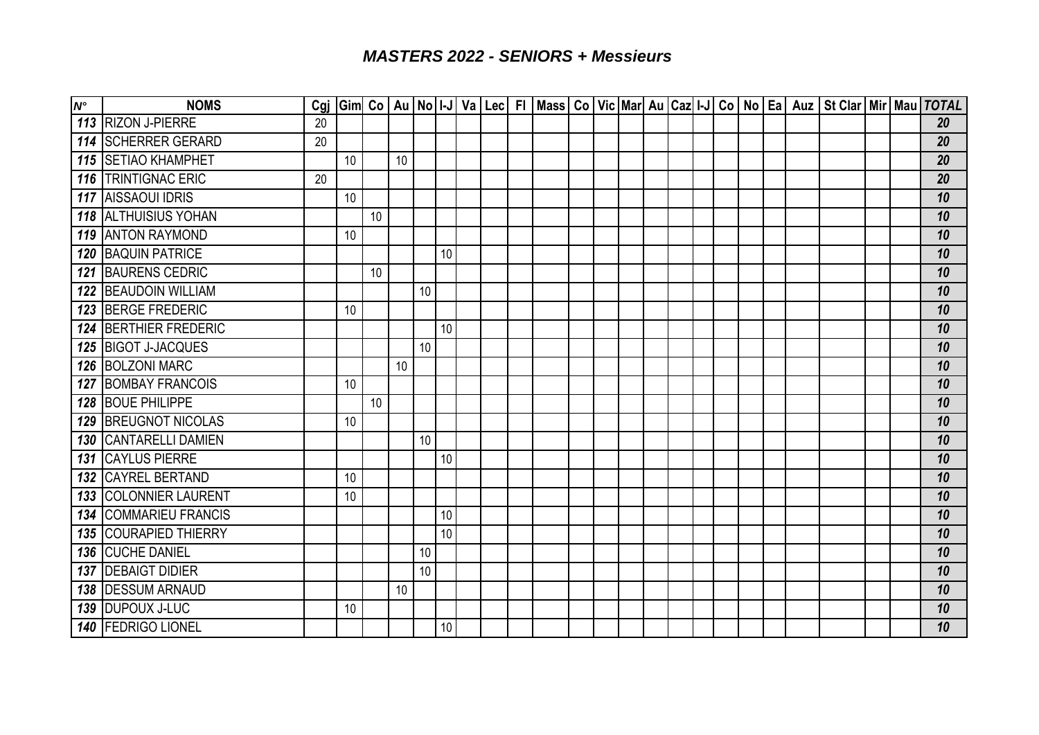# *MASTERS 2022 - SENIORS + Messieurs*

| N° | NOMS | Cgj | Gim | Co | Au | No | I-J | Va | Lec | Fl | Mass | Co | Vic | Mar | Au | Caz | I-J | Co | No | Ea | Auz | St Clar | Mir | Mau | TOTAL |
|---|---|---|---|---|---|---|---|---|---|---|---|---|---|---|---|---|---|---|---|---|---|---|---|---|---|
| 113 | RIZON J-PIERRE | 20 | | | | | | | | | | | | | | | | | | | | | | | 20 |
| 114 | SCHERRER GERARD | 20 | | | | | | | | | | | | | | | | | | | | | | | 20 |
| 115 | SETIAO KHAMPHET | | 10 | | 10 | | | | | | | | | | | | | | | | | | | | 20 |
| 116 | TRINTIGNAC ERIC | 20 | | | | | | | | | | | | | | | | | | | | | | | 20 |
| 117 | AISSAOUI IDRIS | | 10 | | | | | | | | | | | | | | | | | | | | | | 10 |
| 118 | ALTHUISIUS YOHAN | | | 10 | | | | | | | | | | | | | | | | | | | | | 10 |
| 119 | ANTON RAYMOND | | 10 | | | | | | | | | | | | | | | | | | | | | | 10 |
| 120 | BAQUIN PATRICE | | | | | | 10 | | | | | | | | | | | | | | | | | | 10 |
| 121 | BAURENS CEDRIC | | | 10 | | | | | | | | | | | | | | | | | | | | | 10 |
| 122 | BEAUDOIN WILLIAM | | | | | 10 | | | | | | | | | | | | | | | | | | | 10 |
| 123 | BERGE FREDERIC | | 10 | | | | | | | | | | | | | | | | | | | | | | 10 |
| 124 | BERTHIER FREDERIC | | | | | | 10 | | | | | | | | | | | | | | | | | | 10 |
| 125 | BIGOT J-JACQUES | | | | | 10 | | | | | | | | | | | | | | | | | | | 10 |
| 126 | BOLZONI MARC | | | | 10 | | | | | | | | | | | | | | | | | | | | 10 |
| 127 | BOMBAY FRANCOIS | | 10 | | | | | | | | | | | | | | | | | | | | | | 10 |
| 128 | BOUE PHILIPPE | | | 10 | | | | | | | | | | | | | | | | | | | | | 10 |
| 129 | BREUGNOT NICOLAS | | 10 | | | | | | | | | | | | | | | | | | | | | | 10 |
| 130 | CANTARELLI DAMIEN | | | | | 10 | | | | | | | | | | | | | | | | | | | 10 |
| 131 | CAYLUS PIERRE | | | | | | 10 | | | | | | | | | | | | | | | | | | 10 |
| 132 | CAYREL BERTAND | | 10 | | | | | | | | | | | | | | | | | | | | | | 10 |
| 133 | COLONNIER LAURENT | | 10 | | | | | | | | | | | | | | | | | | | | | | 10 |
| 134 | COMMARIEU FRANCIS | | | | | | 10 | | | | | | | | | | | | | | | | | | 10 |
| 135 | COURAPIED THIERRY | | | | | | 10 | | | | | | | | | | | | | | | | | | 10 |
| 136 | CUCHE DANIEL | | | | | 10 | | | | | | | | | | | | | | | | | | | 10 |
| 137 | DEBAIGT DIDIER | | | | | 10 | | | | | | | | | | | | | | | | | | | 10 |
| 138 | DESSUM ARNAUD | | | | 10 | | | | | | | | | | | | | | | | | | | | 10 |
| 139 | DUPOUX J-LUC | | 10 | | | | | | | | | | | | | | | | | | | | | | 10 |
| 140 | FEDRIGO LIONEL | | | | | | 10 | | | | | | | | | | | | | | | | | | 10 |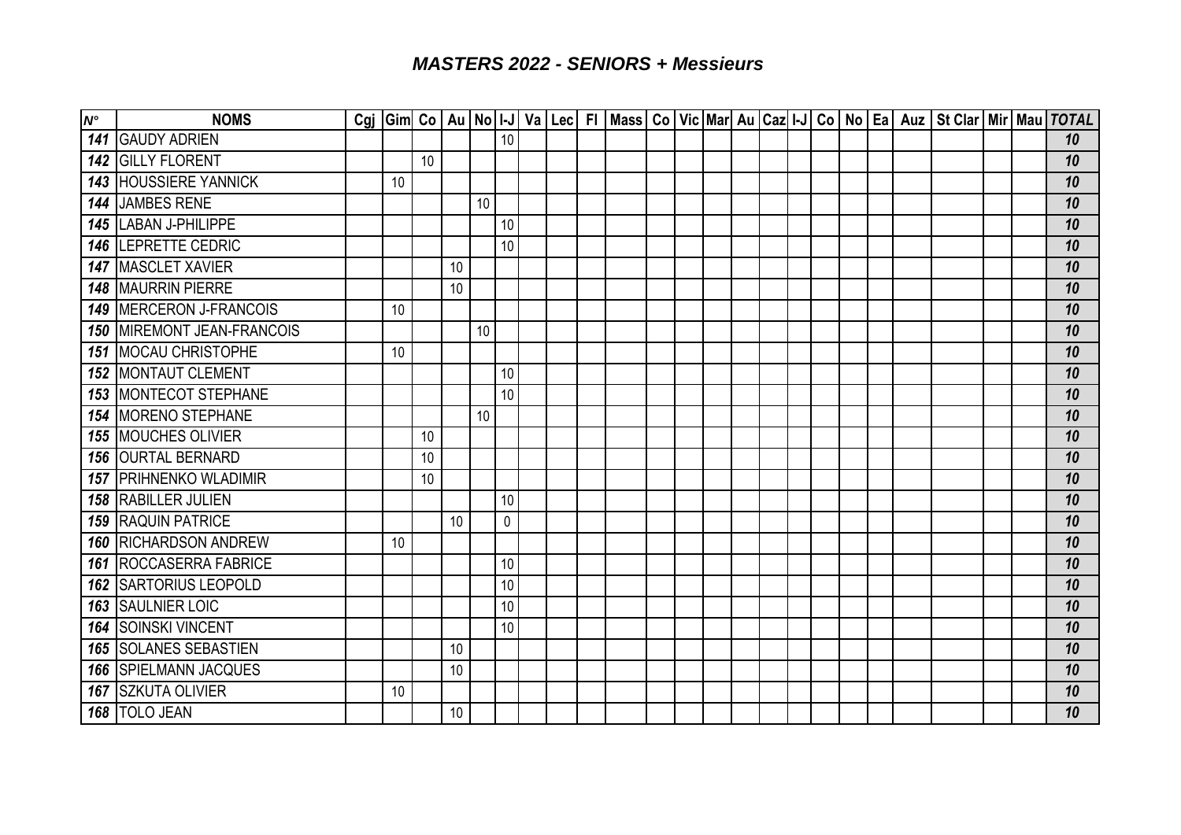# *MASTERS 2022 - SENIORS + Messieurs*

| *N°* | NOMS | Cgj | Gim | Co | Au | No | I-J | Va | Lec | Fl | Mass | Co | Vic | Mar | Au | Caz | I-J | Co | No | Ea | Auz | St Clar | Mir | Mau | *TOTAL* |
|---|---|---|---|---|---|---|---|---|---|---|---|---|---|---|---|---|---|---|---|---|---|---|---|---|---|
| ***141*** | GAUDY ADRIEN | | | | | | 10 | | | | | | | | | | | | | | | | | | ***10*** |
| ***142*** | GILLY FLORENT | | | 10 | | | | | | | | | | | | | | | | | | | | | ***10*** |
| ***143*** | HOUSSIERE YANNICK | | 10 | | | | | | | | | | | | | | | | | | | | | | ***10*** |
| ***144*** | JAMBES RENE | | | | | 10 | | | | | | | | | | | | | | | | | | | ***10*** |
| ***145*** | LABAN J-PHILIPPE | | | | | | 10 | | | | | | | | | | | | | | | | | | ***10*** |
| ***146*** | LEPRETTE CEDRIC | | | | | | 10 | | | | | | | | | | | | | | | | | | ***10*** |
| ***147*** | MASCLET XAVIER | | | | 10 | | | | | | | | | | | | | | | | | | | | ***10*** |
| ***148*** | MAURRIN PIERRE | | | | 10 | | | | | | | | | | | | | | | | | | | | ***10*** |
| ***149*** | MERCERON J-FRANCOIS | | 10 | | | | | | | | | | | | | | | | | | | | | | ***10*** |
| ***150*** | MIREMONT JEAN-FRANCOIS | | | | | 10 | | | | | | | | | | | | | | | | | | | ***10*** |
| ***151*** | MOCAU CHRISTOPHE | | 10 | | | | | | | | | | | | | | | | | | | | | | ***10*** |
| ***152*** | MONTAUT CLEMENT | | | | | | 10 | | | | | | | | | | | | | | | | | | ***10*** |
| ***153*** | MONTECOT STEPHANE | | | | | | 10 | | | | | | | | | | | | | | | | | | ***10*** |
| ***154*** | MORENO STEPHANE | | | | | 10 | | | | | | | | | | | | | | | | | | | ***10*** |
| ***155*** | MOUCHES OLIVIER | | | 10 | | | | | | | | | | | | | | | | | | | | | ***10*** |
| ***156*** | OURTAL BERNARD | | | 10 | | | | | | | | | | | | | | | | | | | | | ***10*** |
| ***157*** | PRIHNENKO WLADIMIR | | | 10 | | | | | | | | | | | | | | | | | | | | | ***10*** |
| ***158*** | RABILLER JULIEN | | | | | | 10 | | | | | | | | | | | | | | | | | | ***10*** |
| ***159*** | RAQUIN PATRICE | | | | 10 | | 0 | | | | | | | | | | | | | | | | | | ***10*** |
| ***160*** | RICHARDSON ANDREW | | 10 | | | | | | | | | | | | | | | | | | | | | | ***10*** |
| ***161*** | ROCCASERRA FABRICE | | | | | | 10 | | | | | | | | | | | | | | | | | | ***10*** |
| ***162*** | SARTORIUS LEOPOLD | | | | | | 10 | | | | | | | | | | | | | | | | | | ***10*** |
| ***163*** | SAULNIER LOIC | | | | | | 10 | | | | | | | | | | | | | | | | | | ***10*** |
| ***164*** | SOINSKI VINCENT | | | | | | 10 | | | | | | | | | | | | | | | | | | ***10*** |
| ***165*** | SOLANES SEBASTIEN | | | | 10 | | | | | | | | | | | | | | | | | | | | ***10*** |
| ***166*** | SPIELMANN JACQUES | | | | 10 | | | | | | | | | | | | | | | | | | | | ***10*** |
| ***167*** | SZKUTA OLIVIER | | 10 | | | | | | | | | | | | | | | | | | | | | | ***10*** |
| ***168*** | TOLO JEAN | | | | 10 | | | | | | | | | | | | | | | | | | | | ***10*** |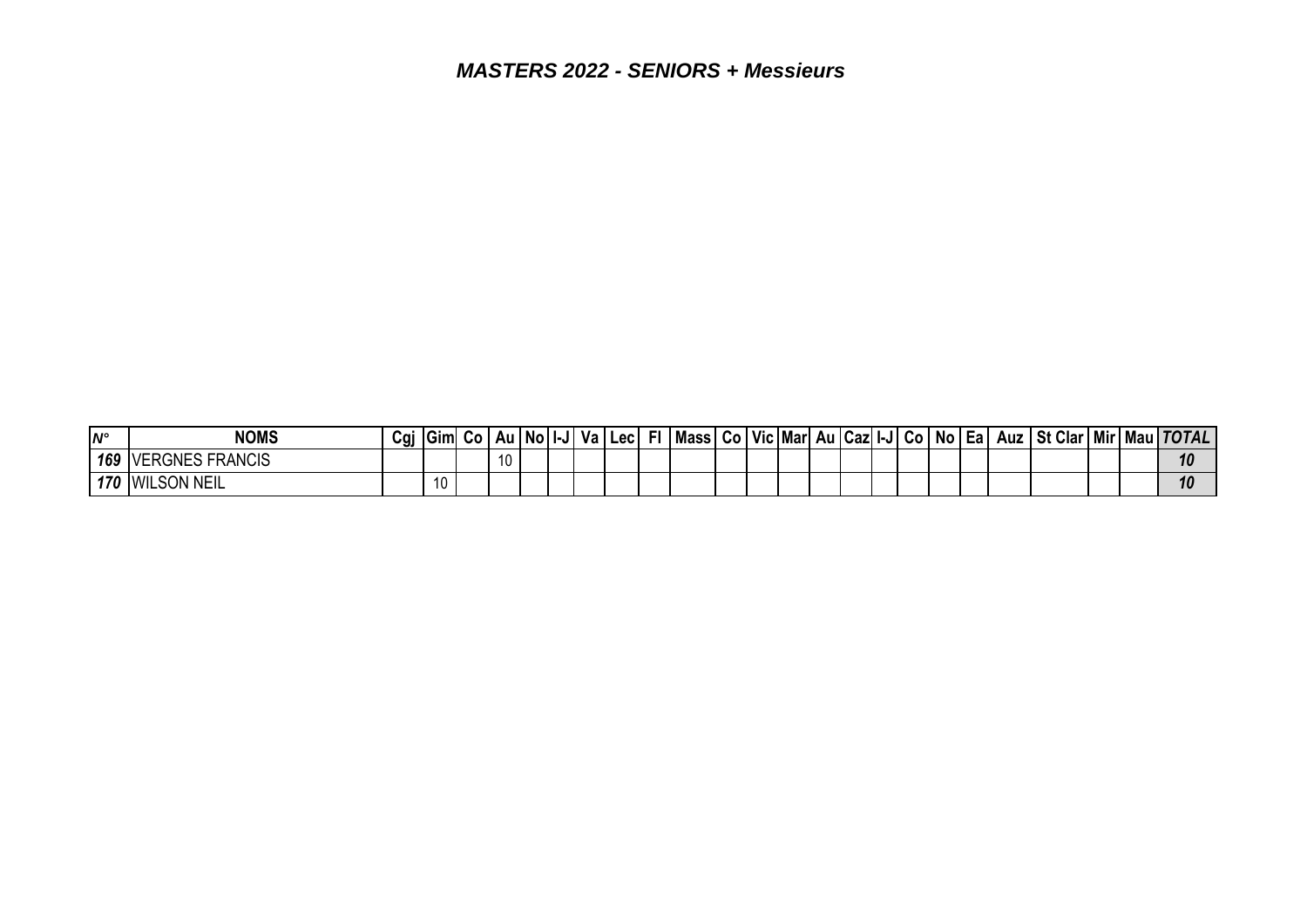# *MASTERS 2022 - SENIORS + Messieurs*

| *N°* | NOMS | Cgj | Gim | Co | Au | No | I-J | Va | Lec | Fl | Mass | Co | Vic | Mar | Au | Caz | I-J | Co | No | Ea | Auz | St Clar | Mir | Mau | *TOTAL* |
|---|---|---|---|---|---|---|---|---|---|---|---|---|---|---|---|---|---|---|---|---|---|---|---|---|---|
| ***169*** | VERGNES FRANCIS | | | | 10 | | | | | | | | | | | | | | | | | | | | ***10*** |
| ***170*** | WILSON NEIL | | 10 | | | | | | | | | | | | | | | | | | | | | | ***10*** |